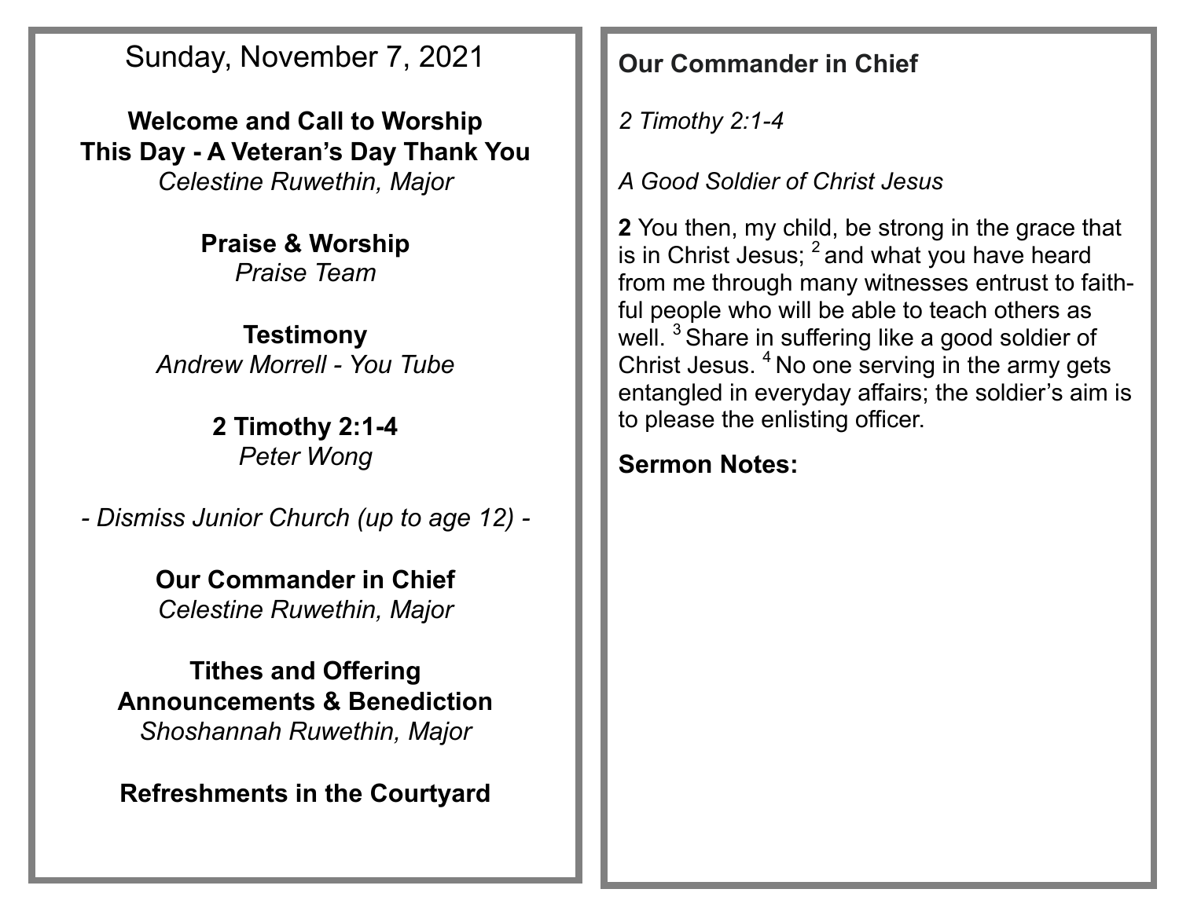Sunday, November 7, 2021

**Welcome and Call to Worship**
**This Day - A Veteran's Day Thank You**
*Celestine Ruwethin, Major*

**Praise & Worship**
*Praise Team*

**Testimony**
*Andrew Morrell - You Tube*

**2 Timothy 2:1-4**
*Peter Wong*

*- Dismiss Junior Church (up to age 12) -*

**Our Commander in Chief**
*Celestine Ruwethin, Major*

**Tithes and Offering**
**Announcements & Benediction**
*Shoshannah Ruwethin, Major*

**Refreshments in the Courtyard**

## Our Commander in Chief

*2 Timothy 2:1-4*

*A Good Soldier of Christ Jesus*

**2** You then, my child, be strong in the grace that is in Christ Jesus; [2] and what you have heard from me through many witnesses entrust to faithful people who will be able to teach others as well. [3] Share in suffering like a good soldier of Christ Jesus. [4] No one serving in the army gets entangled in everyday affairs; the soldier's aim is to please the enlisting officer.

**Sermon Notes:**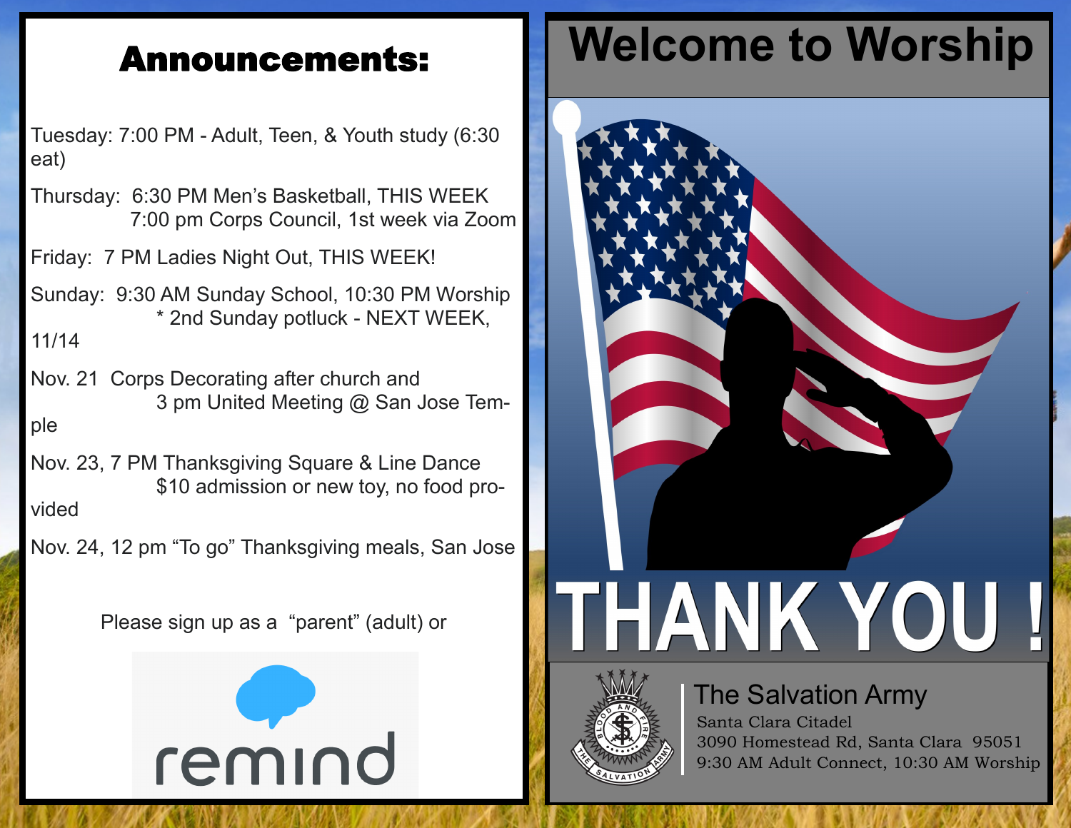# Announcements:

Tuesday: 7:00 PM - Adult, Teen, & Youth study (6:30 eat)

Thursday: 6:30 PM Men's Basketball, THIS WEEK
7:00 pm Corps Council, 1st week via Zoom

Friday: 7 PM Ladies Night Out, THIS WEEK!

Sunday: 9:30 AM Sunday School, 10:30 PM Worship
* 2nd Sunday potluck - NEXT WEEK, 11/14

Nov. 21 Corps Decorating after church and
3 pm United Meeting @ San Jose Temple

Nov. 23, 7 PM Thanksgiving Square & Line Dance
$10 admission or new toy, no food provided

Nov. 24, 12 pm "To go" Thanksgiving meals, San Jose

Please sign up as a "parent" (adult) or

remind

# Welcome to Worship

THANK YOU !

The Salvation Army
Santa Clara Citadel
3090 Homestead Rd, Santa Clara 95051
9:30 AM Adult Connect, 10:30 AM Worship